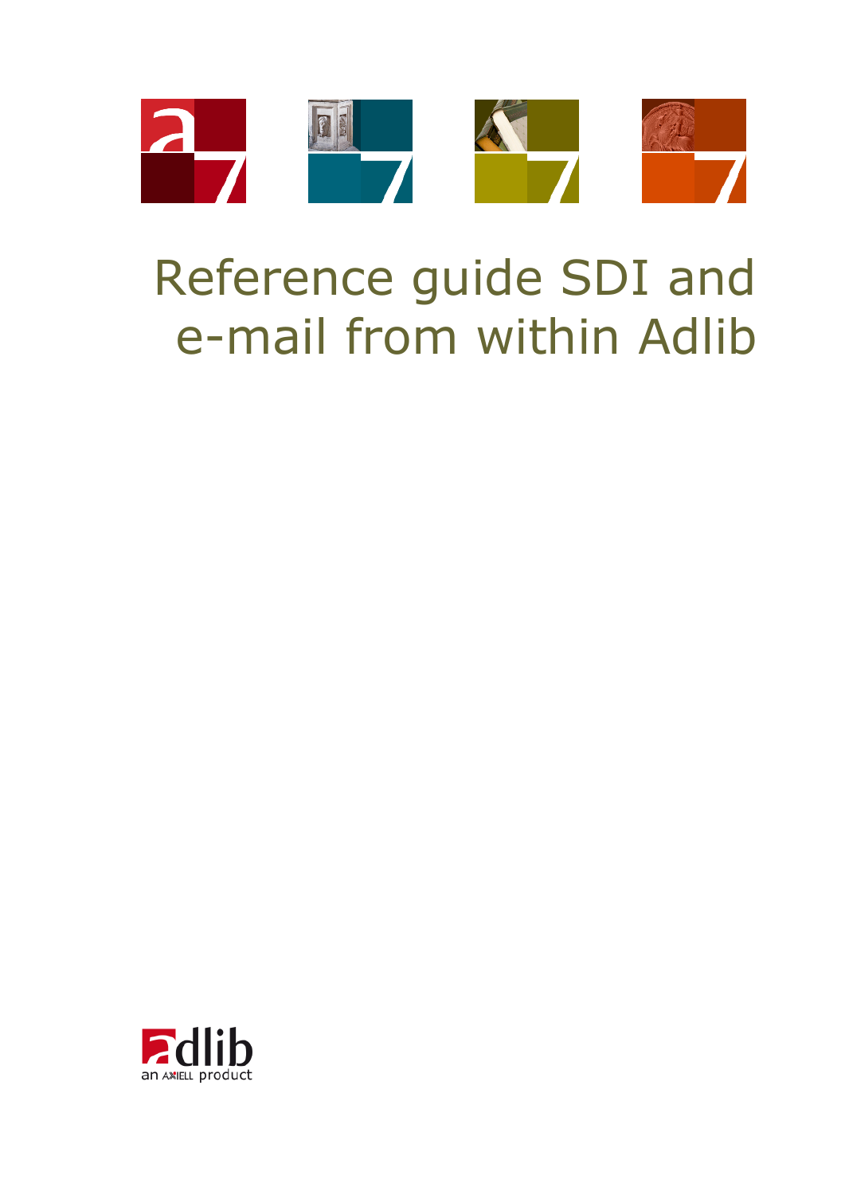# Reference guide SDI and e-mail from within Adlib

adlib
an AXIELL product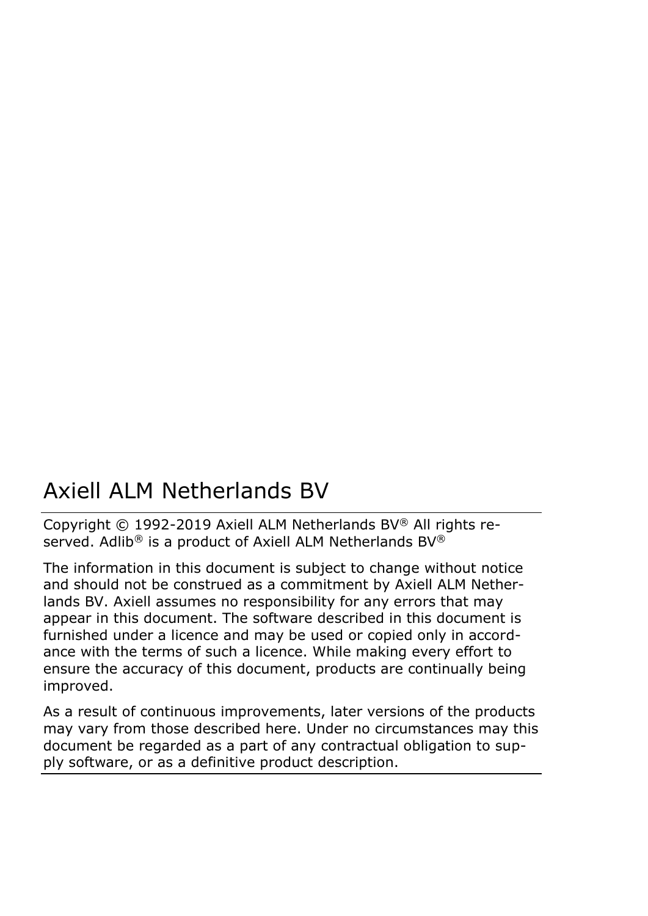# Axiell ALM Netherlands BV

Copyright © 1992-2019 Axiell ALM Netherlands BV® All rights reserved. Adlib® is a product of Axiell ALM Netherlands BV®

The information in this document is subject to change without notice and should not be construed as a commitment by Axiell ALM Netherlands BV. Axiell assumes no responsibility for any errors that may appear in this document. The software described in this document is furnished under a licence and may be used or copied only in accordance with the terms of such a licence. While making every effort to ensure the accuracy of this document, products are continually being improved.

As a result of continuous improvements, later versions of the products may vary from those described here. Under no circumstances may this document be regarded as a part of any contractual obligation to supply software, or as a definitive product description.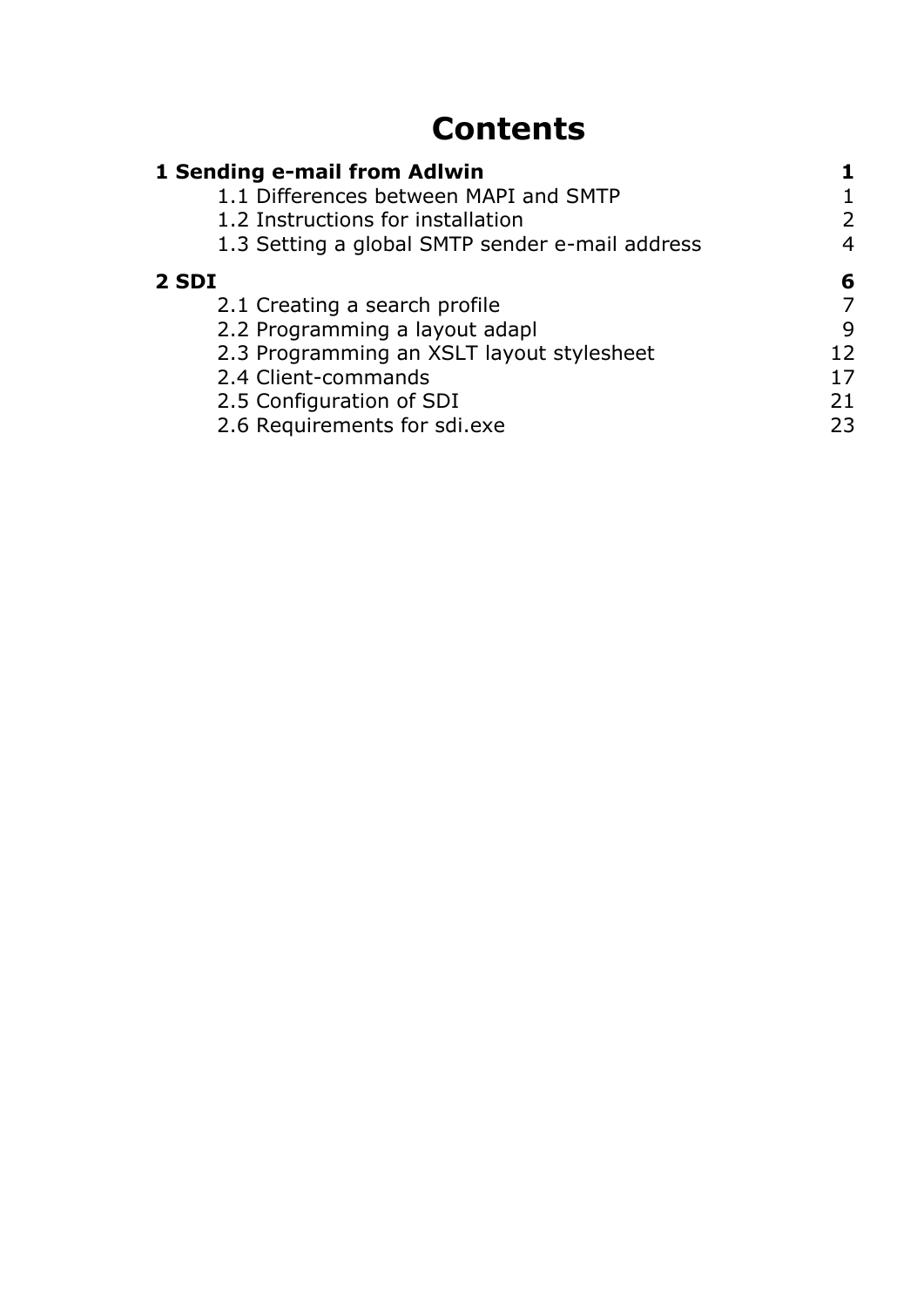# Contents

**1 Sending e-mail from Adlwin** **1**

- 1.1 Differences between MAPI and SMTP 1
- 1.2 Instructions for installation 2
- 1.3 Setting a global SMTP sender e-mail address 4

**2 SDI** **6**

- 2.1 Creating a search profile 7
- 2.2 Programming a layout adapl 9
- 2.3 Programming an XSLT layout stylesheet 12
- 2.4 Client-commands 17
- 2.5 Configuration of SDI 21
- 2.6 Requirements for sdi.exe 23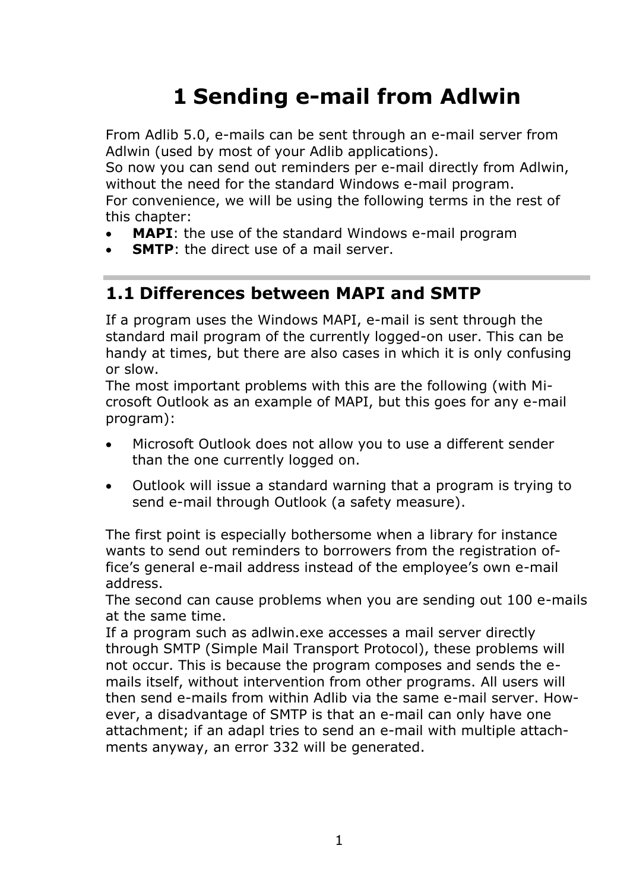# 1 Sending e-mail from Adlwin

From Adlib 5.0, e-mails can be sent through an e-mail server from Adlwin (used by most of your Adlib applications).
So now you can send out reminders per e-mail directly from Adlwin, without the need for the standard Windows e-mail program.
For convenience, we will be using the following terms in the rest of this chapter:

- **MAPI**: the use of the standard Windows e-mail program
- **SMTP**: the direct use of a mail server.

## 1.1 Differences between MAPI and SMTP

If a program uses the Windows MAPI, e-mail is sent through the standard mail program of the currently logged-on user. This can be handy at times, but there are also cases in which it is only confusing or slow.
The most important problems with this are the following (with Microsoft Outlook as an example of MAPI, but this goes for any e-mail program):

- Microsoft Outlook does not allow you to use a different sender than the one currently logged on.
- Outlook will issue a standard warning that a program is trying to send e-mail through Outlook (a safety measure).

The first point is especially bothersome when a library for instance wants to send out reminders to borrowers from the registration office's general e-mail address instead of the employee's own e-mail address.
The second can cause problems when you are sending out 100 e-mails at the same time.
If a program such as adlwin.exe accesses a mail server directly through SMTP (Simple Mail Transport Protocol), these problems will not occur. This is because the program composes and sends the e-mails itself, without intervention from other programs. All users will then send e-mails from within Adlib via the same e-mail server. However, a disadvantage of SMTP is that an e-mail can only have one attachment; if an adapl tries to send an e-mail with multiple attachments anyway, an error 332 will be generated.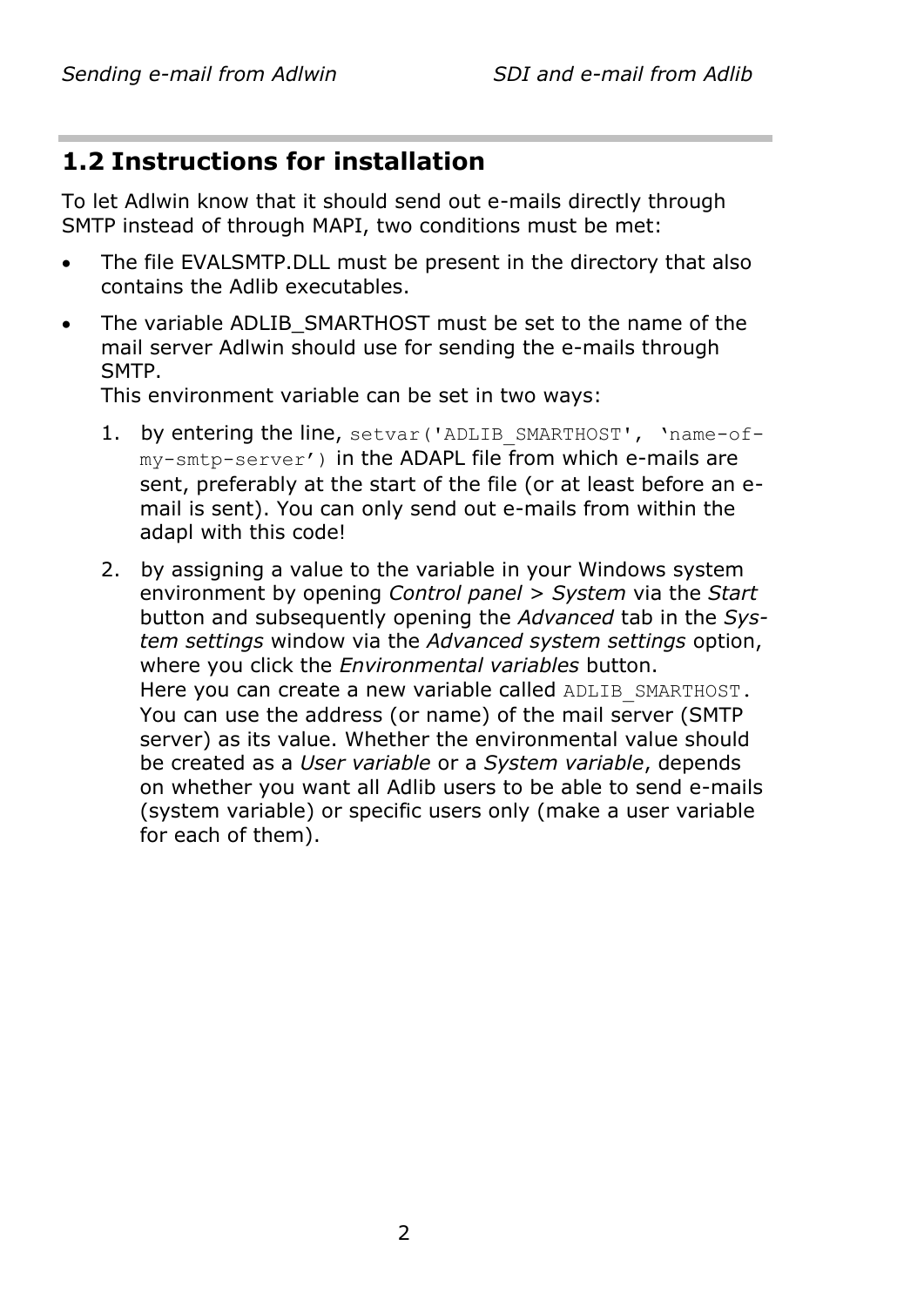## 1.2 Instructions for installation

To let Adlwin know that it should send out e-mails directly through SMTP instead of through MAPI, two conditions must be met:

- The file EVALSMTP.DLL must be present in the directory that also contains the Adlib executables.
- The variable ADLIB_SMARTHOST must be set to the name of the mail server Adlwin should use for sending the e-mails through SMTP.
  This environment variable can be set in two ways:
  1. by entering the line, `setvar('ADLIB_SMARTHOST', 'name-of-my-smtp-server')` in the ADAPL file from which e-mails are sent, preferably at the start of the file (or at least before an e-mail is sent). You can only send out e-mails from within the adapl with this code!
  2. by assigning a value to the variable in your Windows system environment by opening *Control panel* > *System* via the *Start* button and subsequently opening the *Advanced* tab in the *System settings* window via the *Advanced system settings* option, where you click the *Environmental variables* button.
     Here you can create a new variable called `ADLIB_SMARTHOST`. You can use the address (or name) of the mail server (SMTP server) as its value. Whether the environmental value should be created as a *User variable* or a *System variable*, depends on whether you want all Adlib users to be able to send e-mails (system variable) or specific users only (make a user variable for each of them).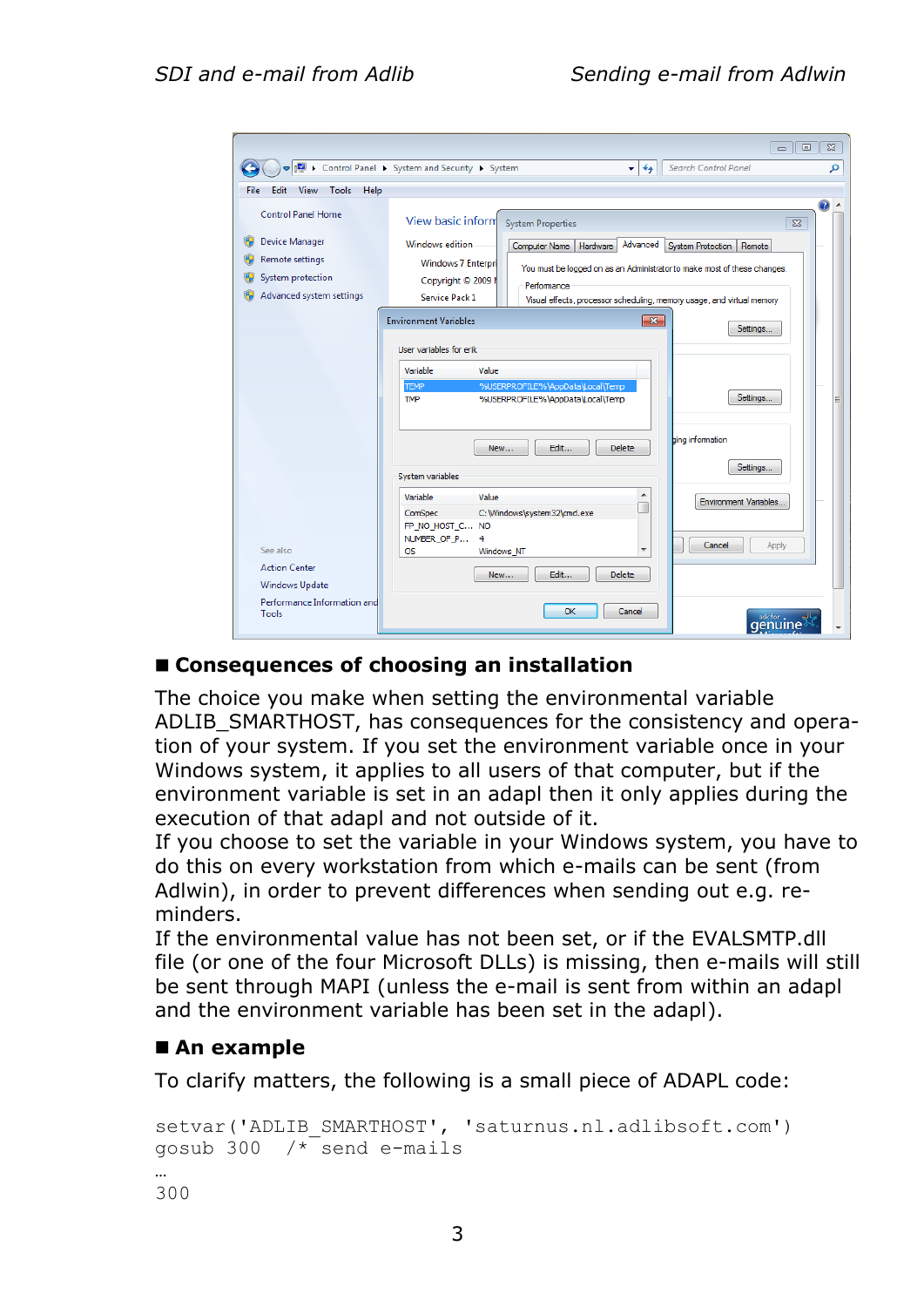## ■ Consequences of choosing an installation

The choice you make when setting the environmental variable ADLIB_SMARTHOST, has consequences for the consistency and operation of your system. If you set the environment variable once in your Windows system, it applies to all users of that computer, but if the environment variable is set in an adapl then it only applies during the execution of that adapl and not outside of it.
If you choose to set the variable in your Windows system, you have to do this on every workstation from which e-mails can be sent (from Adlwin), in order to prevent differences when sending out e.g. reminders.
If the environmental value has not been set, or if the EVALSMTP.dll file (or one of the four Microsoft DLLs) is missing, then e-mails will still be sent through MAPI (unless the e-mail is sent from within an adapl and the environment variable has been set in the adapl).

## ■ An example

To clarify matters, the following is a small piece of ADAPL code:

```
setvar('ADLIB_SMARTHOST', 'saturnus.nl.adlibsoft.com')
gosub 300  /* send e-mails
…
300
```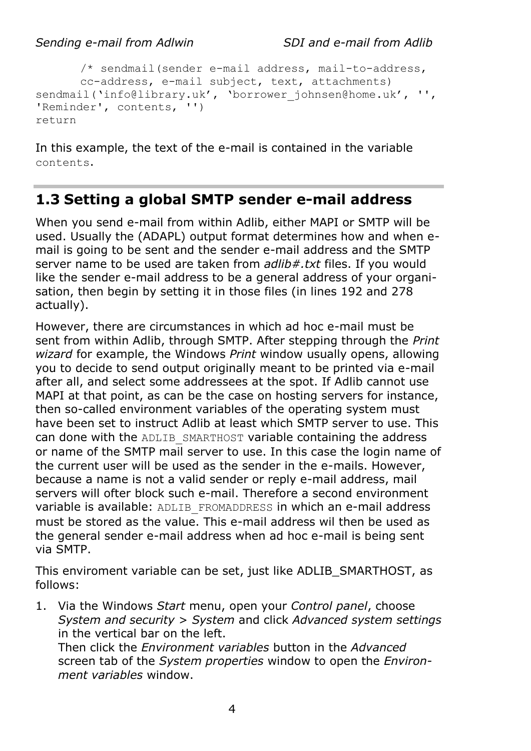```
      /* sendmail(sender e-mail address, mail-to-address,
      cc-address, e-mail subject, text, attachments)
sendmail('info@library.uk', 'borrower_johnsen@home.uk', '',
'Reminder', contents, '')
return
```

In this example, the text of the e-mail is contained in the variable `contents`.

## 1.3 Setting a global SMTP sender e-mail address

When you send e-mail from within Adlib, either MAPI or SMTP will be used. Usually the (ADAPL) output format determines how and when e-mail is going to be sent and the sender e-mail address and the SMTP server name to be used are taken from *adlib#.txt* files. If you would like the sender e-mail address to be a general address of your organisation, then begin by setting it in those files (in lines 192 and 278 actually).

However, there are circumstances in which ad hoc e-mail must be sent from within Adlib, through SMTP. After stepping through the *Print wizard* for example, the Windows *Print* window usually opens, allowing you to decide to send output originally meant to be printed via e-mail after all, and select some addressees at the spot. If Adlib cannot use MAPI at that point, as can be the case on hosting servers for instance, then so-called environment variables of the operating system must have been set to instruct Adlib at least which SMTP server to use. This can done with the `ADLIB_SMARTHOST` variable containing the address or name of the SMTP mail server to use. In this case the login name of the current user will be used as the sender in the e-mails. However, because a name is not a valid sender or reply e-mail address, mail servers will ofter block such e-mail. Therefore a second environment variable is available: `ADLIB_FROMADDRESS` in which an e-mail address must be stored as the value. This e-mail address wil then be used as the general sender e-mail address when ad hoc e-mail is being sent via SMTP.

This enviroment variable can be set, just like ADLIB_SMARTHOST, as follows:

1. Via the Windows *Start* menu, open your *Control panel*, choose *System and security* > *System* and click *Advanced system settings* in the vertical bar on the left.
   Then click the *Environment variables* button in the *Advanced* screen tab of the *System properties* window to open the *Environment variables* window.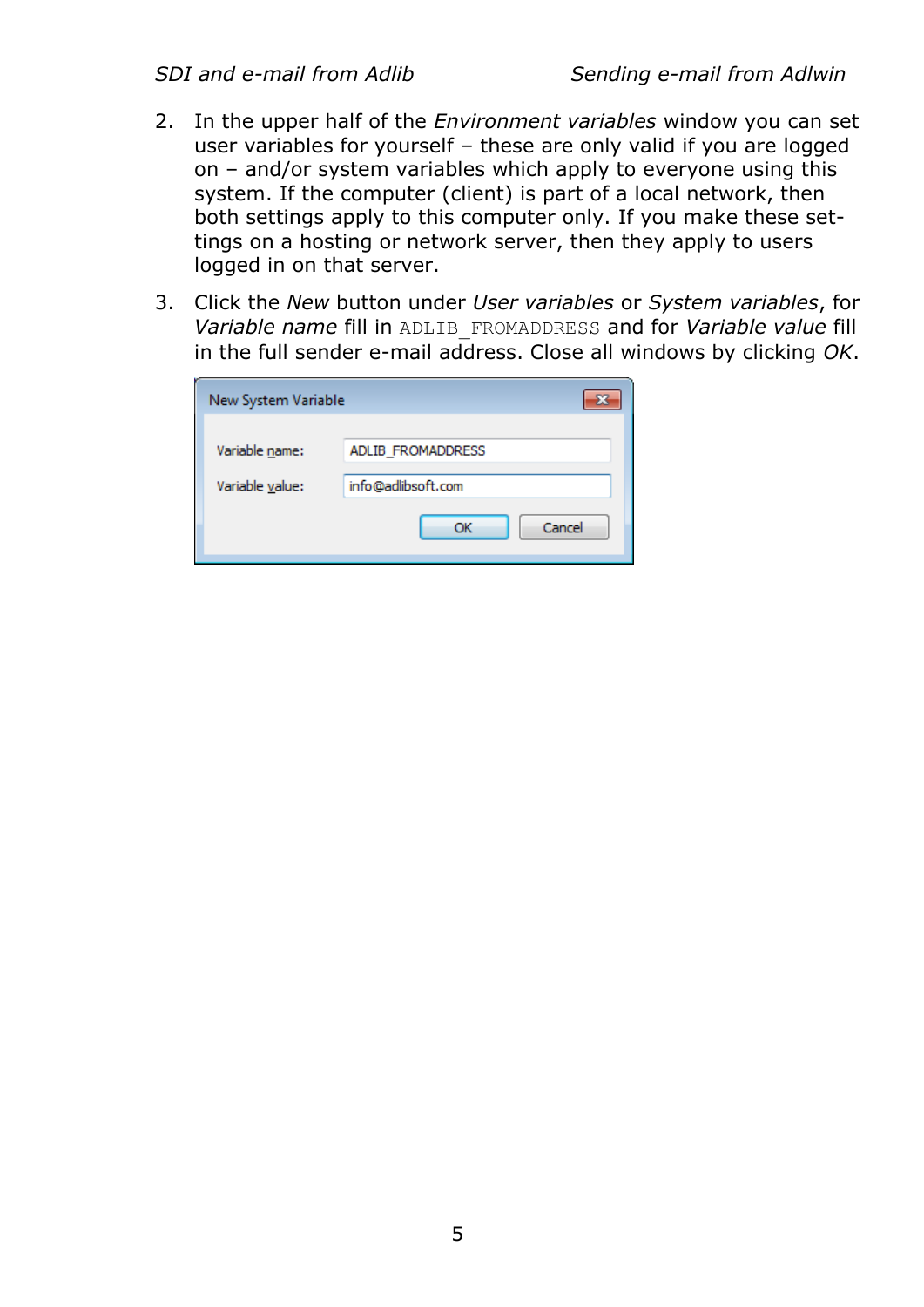2. In the upper half of the *Environment variables* window you can set user variables for yourself – these are only valid if you are logged on – and/or system variables which apply to everyone using this system. If the computer (client) is part of a local network, then both settings apply to this computer only. If you make these settings on a hosting or network server, then they apply to users logged in on that server.

3. Click the *New* button under *User variables* or *System variables*, for *Variable name* fill in `ADLIB_FROMADDRESS` and for *Variable value* fill in the full sender e-mail address. Close all windows by clicking *OK*.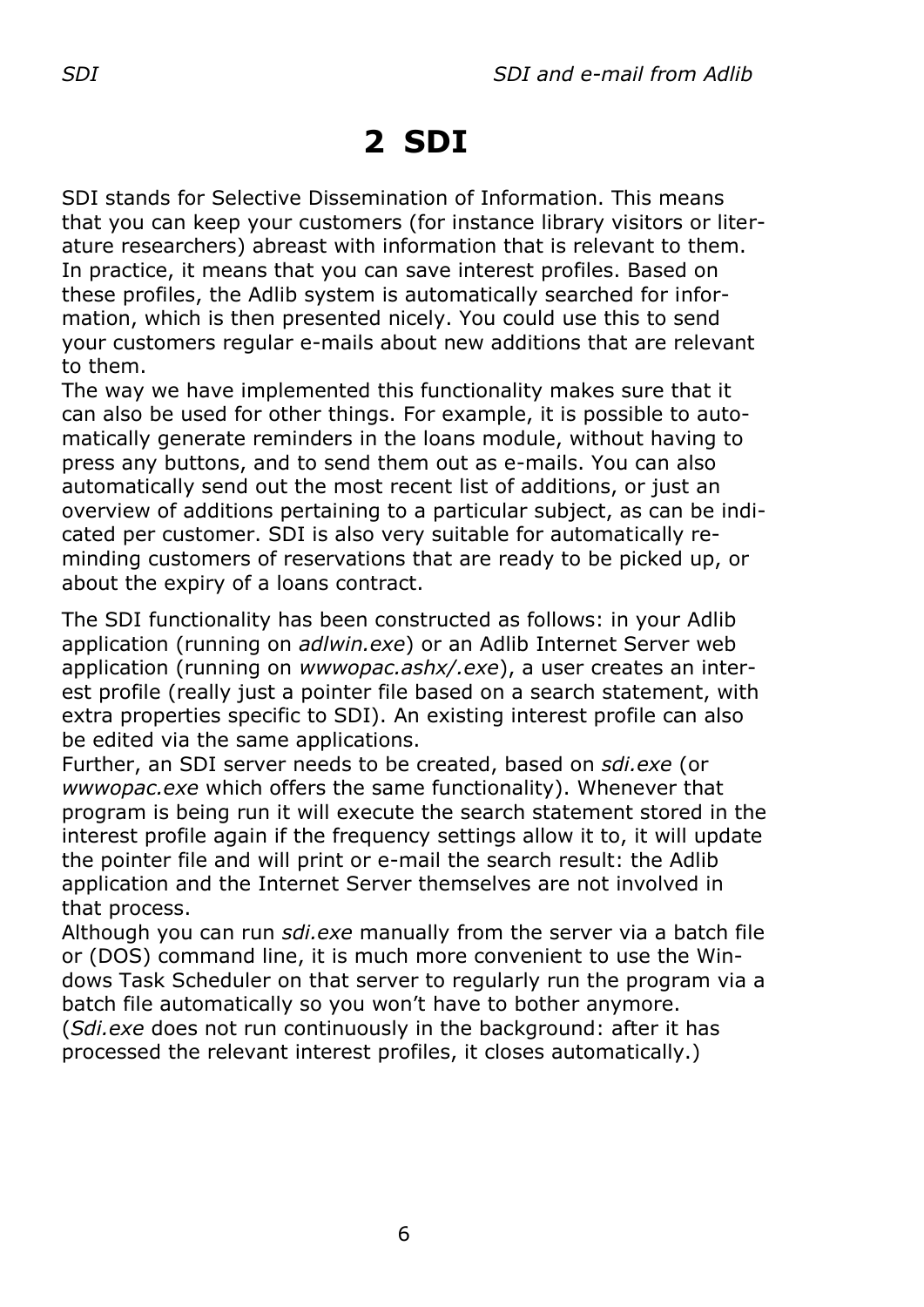# 2 SDI

SDI stands for Selective Dissemination of Information. This means that you can keep your customers (for instance library visitors or literature researchers) abreast with information that is relevant to them. In practice, it means that you can save interest profiles. Based on these profiles, the Adlib system is automatically searched for information, which is then presented nicely. You could use this to send your customers regular e-mails about new additions that are relevant to them.
The way we have implemented this functionality makes sure that it can also be used for other things. For example, it is possible to automatically generate reminders in the loans module, without having to press any buttons, and to send them out as e-mails. You can also automatically send out the most recent list of additions, or just an overview of additions pertaining to a particular subject, as can be indicated per customer. SDI is also very suitable for automatically reminding customers of reservations that are ready to be picked up, or about the expiry of a loans contract.

The SDI functionality has been constructed as follows: in your Adlib application (running on *adlwin.exe*) or an Adlib Internet Server web application (running on *wwwopac.ashx/.exe*), a user creates an interest profile (really just a pointer file based on a search statement, with extra properties specific to SDI). An existing interest profile can also be edited via the same applications.
Further, an SDI server needs to be created, based on *sdi.exe* (or *wwwopac.exe* which offers the same functionality). Whenever that program is being run it will execute the search statement stored in the interest profile again if the frequency settings allow it to, it will update the pointer file and will print or e-mail the search result: the Adlib application and the Internet Server themselves are not involved in that process.
Although you can run *sdi.exe* manually from the server via a batch file or (DOS) command line, it is much more convenient to use the Windows Task Scheduler on that server to regularly run the program via a batch file automatically so you won't have to bother anymore. (*Sdi.exe* does not run continuously in the background: after it has processed the relevant interest profiles, it closes automatically.)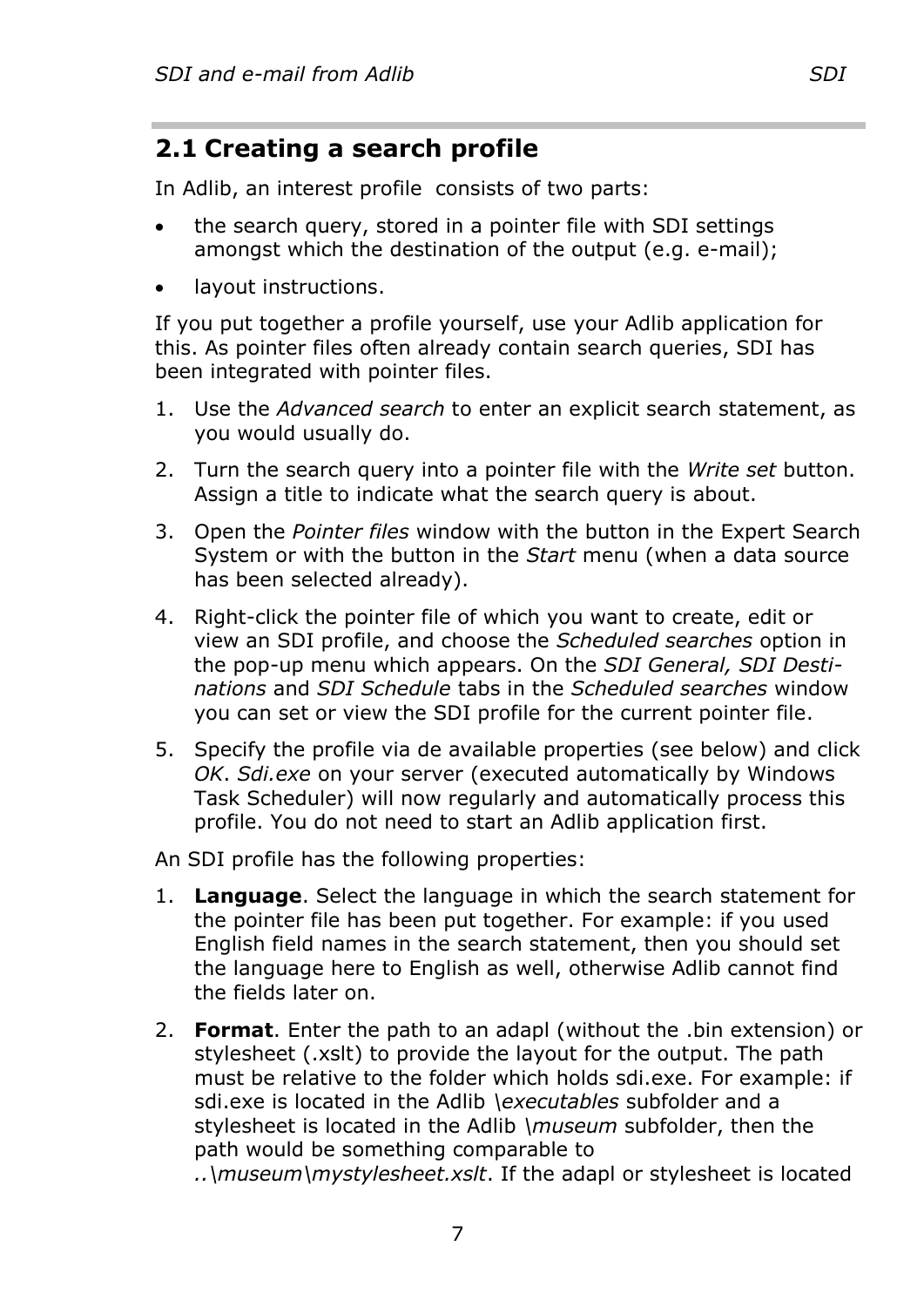## 2.1 Creating a search profile

In Adlib, an interest profile  consists of two parts:

- the search query, stored in a pointer file with SDI settings amongst which the destination of the output (e.g. e-mail);
- layout instructions.

If you put together a profile yourself, use your Adlib application for this. As pointer files often already contain search queries, SDI has been integrated with pointer files.

1. Use the *Advanced search* to enter an explicit search statement, as you would usually do.
2. Turn the search query into a pointer file with the *Write set* button. Assign a title to indicate what the search query is about.
3. Open the *Pointer files* window with the button in the Expert Search System or with the button in the *Start* menu (when a data source has been selected already).
4. Right-click the pointer file of which you want to create, edit or view an SDI profile, and choose the *Scheduled searches* option in the pop-up menu which appears. On the *SDI General, SDI Destinations* and *SDI Schedule* tabs in the *Scheduled searches* window you can set or view the SDI profile for the current pointer file.
5. Specify the profile via de available properties (see below) and click *OK*. *Sdi.exe* on your server (executed automatically by Windows Task Scheduler) will now regularly and automatically process this profile. You do not need to start an Adlib application first.

An SDI profile has the following properties:

1. **Language**. Select the language in which the search statement for the pointer file has been put together. For example: if you used English field names in the search statement, then you should set the language here to English as well, otherwise Adlib cannot find the fields later on.
2. **Format**. Enter the path to an adapl (without the .bin extension) or stylesheet (.xslt) to provide the layout for the output. The path must be relative to the folder which holds sdi.exe. For example: if sdi.exe is located in the Adlib *\executables* subfolder and a stylesheet is located in the Adlib *\museum* subfolder, then the path would be something comparable to *..\museum\mystylesheet.xslt*. If the adapl or stylesheet is located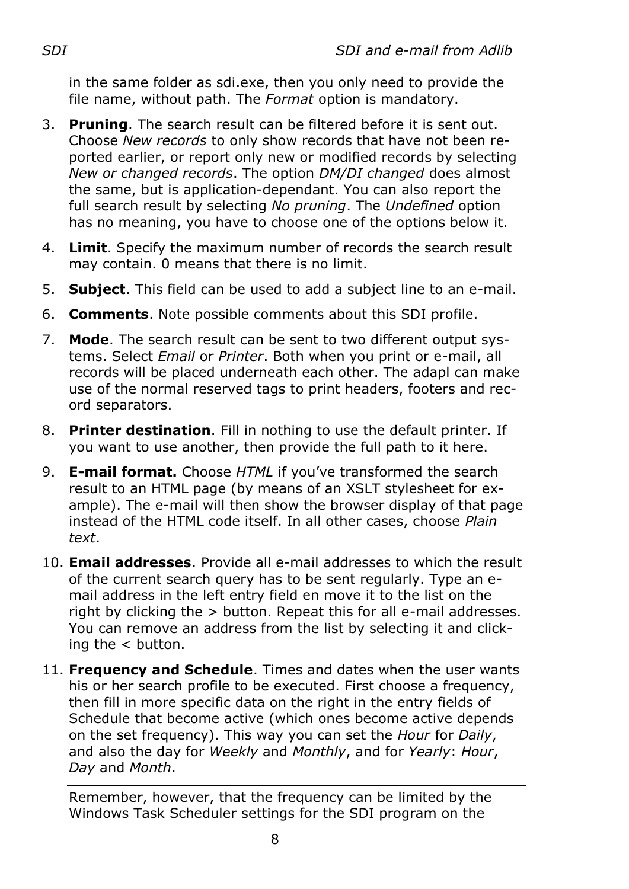in the same folder as sdi.exe, then you only need to provide the file name, without path. The *Format* option is mandatory.

3. **Pruning**. The search result can be filtered before it is sent out. Choose *New records* to only show records that have not been reported earlier, or report only new or modified records by selecting *New or changed records*. The option *DM/DI changed* does almost the same, but is application-dependant. You can also report the full search result by selecting *No pruning*. The *Undefined* option has no meaning, you have to choose one of the options below it.
4. **Limit**. Specify the maximum number of records the search result may contain. 0 means that there is no limit.
5. **Subject**. This field can be used to add a subject line to an e-mail.
6. **Comments**. Note possible comments about this SDI profile.
7. **Mode**. The search result can be sent to two different output systems. Select *Email* or *Printer*. Both when you print or e-mail, all records will be placed underneath each other. The adapl can make use of the normal reserved tags to print headers, footers and record separators.
8. **Printer destination**. Fill in nothing to use the default printer. If you want to use another, then provide the full path to it here.
9. **E-mail format.** Choose *HTML* if you've transformed the search result to an HTML page (by means of an XSLT stylesheet for example). The e-mail will then show the browser display of that page instead of the HTML code itself. In all other cases, choose *Plain text*.
10. **Email addresses**. Provide all e-mail addresses to which the result of the current search query has to be sent regularly. Type an e-mail address in the left entry field en move it to the list on the right by clicking the > button. Repeat this for all e-mail addresses. You can remove an address from the list by selecting it and clicking the < button.
11. **Frequency and Schedule**. Times and dates when the user wants his or her search profile to be executed. First choose a frequency, then fill in more specific data on the right in the entry fields of Schedule that become active (which ones become active depends on the set frequency). This way you can set the *Hour* for *Daily*, and also the day for *Weekly* and *Monthly*, and for *Yearly*: *Hour*, *Day* and *Month*.

---

Remember, however, that the frequency can be limited by the Windows Task Scheduler settings for the SDI program on the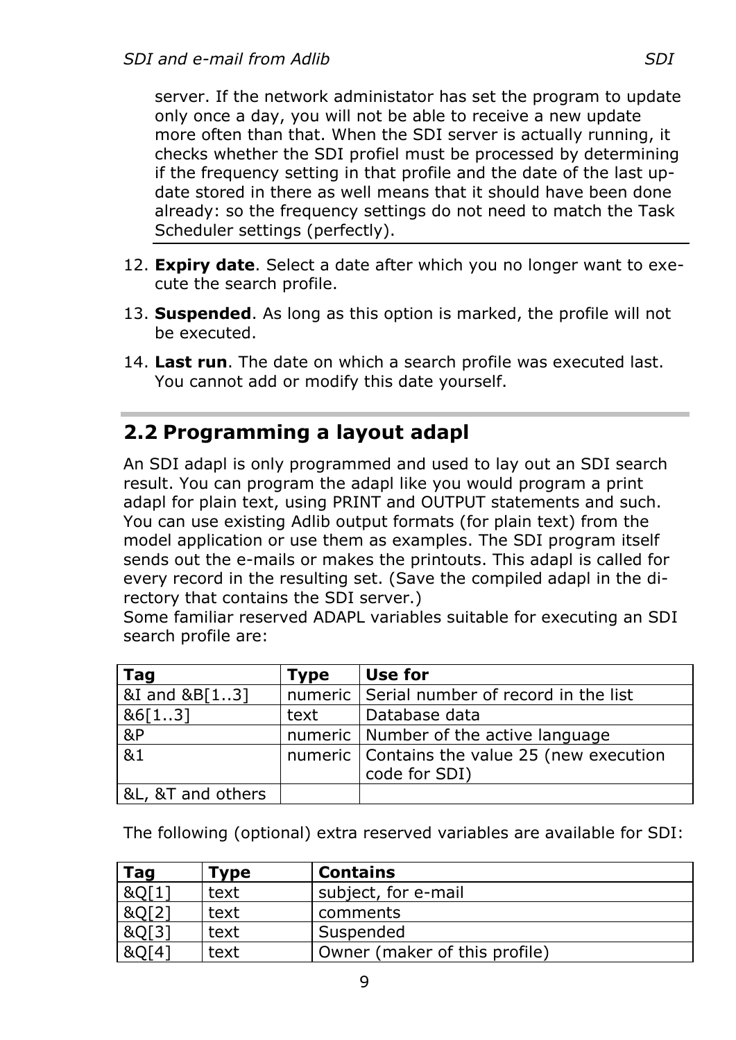server. If the network administator has set the program to update only once a day, you will not be able to receive a new update more often than that. When the SDI server is actually running, it checks whether the SDI profiel must be processed by determining if the frequency setting in that profile and the date of the last up-date stored in there as well means that it should have been done already: so the frequency settings do not need to match the Task Scheduler settings (perfectly).

12. **Expiry date**. Select a date after which you no longer want to exe-cute the search profile.
13. **Suspended**. As long as this option is marked, the profile will not be executed.
14. **Last run**. The date on which a search profile was executed last. You cannot add or modify this date yourself.

## 2.2 Programming a layout adapl

An SDI adapl is only programmed and used to lay out an SDI search result. You can program the adapl like you would program a print adapl for plain text, using PRINT and OUTPUT statements and such. You can use existing Adlib output formats (for plain text) from the model application or use them as examples. The SDI program itself sends out the e-mails or makes the printouts. This adapl is called for every record in the resulting set. (Save the compiled adapl in the di-rectory that contains the SDI server.)
Some familiar reserved ADAPL variables suitable for executing an SDI search profile are:

| Tag | Type | Use for |
|---|---|---|
| &I and &B[1..3] | numeric | Serial number of record in the list |
| &6[1..3] | text | Database data |
| &P | numeric | Number of the active language |
| &1 | numeric | Contains the value 25 (new execution code for SDI) |
| &L, &T and others | | |

The following (optional) extra reserved variables are available for SDI:

| Tag | Type | Contains |
|---|---|---|
| &Q[1] | text | subject, for e-mail |
| &Q[2] | text | comments |
| &Q[3] | text | Suspended |
| &Q[4] | text | Owner (maker of this profile) |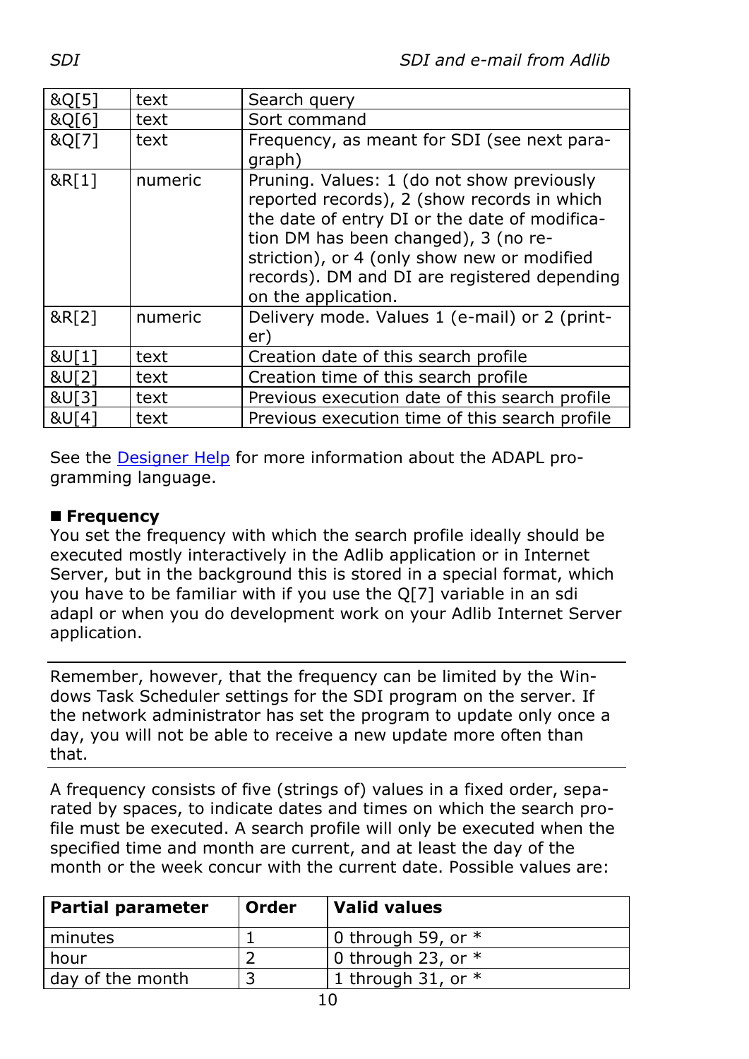| | | |
|---|---|---|
| &Q[5] | text | Search query |
| &Q[6] | text | Sort command |
| &Q[7] | text | Frequency, as meant for SDI (see next paragraph) |
| &R[1] | numeric | Pruning. Values: 1 (do not show previously reported records), 2 (show records in which the date of entry DI or the date of modification DM has been changed), 3 (no restriction), or 4 (only show new or modified records). DM and DI are registered depending on the application. |
| &R[2] | numeric | Delivery mode. Values 1 (e-mail) or 2 (printer) |
| &U[1] | text | Creation date of this search profile |
| &U[2] | text | Creation time of this search profile |
| &U[3] | text | Previous execution date of this search profile |
| &U[4] | text | Previous execution time of this search profile |

See the Designer Help for more information about the ADAPL programming language.

### ■ Frequency

You set the frequency with which the search profile ideally should be executed mostly interactively in the Adlib application or in Internet Server, but in the background this is stored in a special format, which you have to be familiar with if you use the Q[7] variable in an sdi adapl or when you do development work on your Adlib Internet Server application.

---

Remember, however, that the frequency can be limited by the Windows Task Scheduler settings for the SDI program on the server. If the network administrator has set the program to update only once a day, you will not be able to receive a new update more often than that.

---

A frequency consists of five (strings of) values in a fixed order, separated by spaces, to indicate dates and times on which the search profile must be executed. A search profile will only be executed when the specified time and month are current, and at least the day of the month or the week concur with the current date. Possible values are:

| Partial parameter | Order | Valid values |
|---|---|---|
| minutes | 1 | 0 through 59, or * |
| hour | 2 | 0 through 23, or * |
| day of the month | 3 | 1 through 31, or * |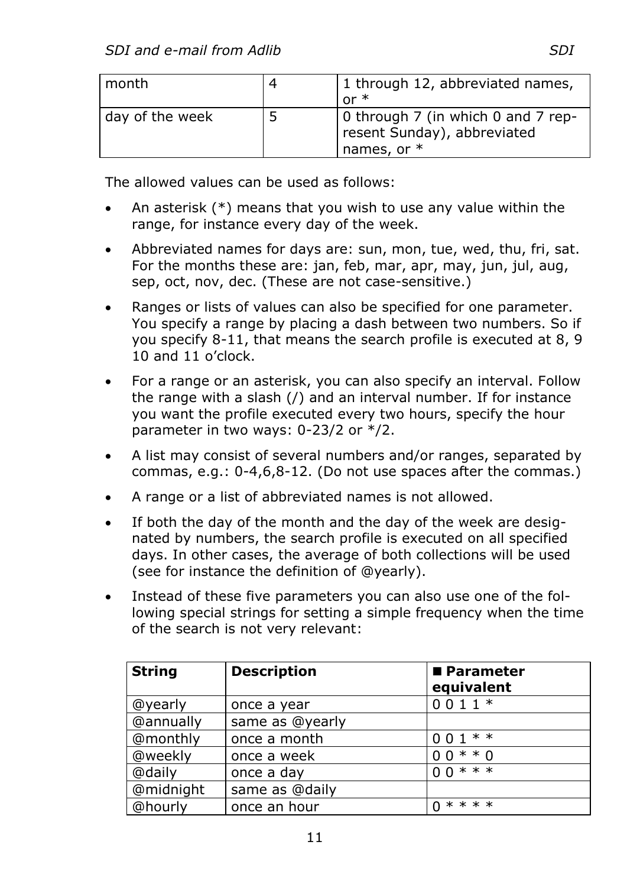| month | 4 | 1 through 12, abbreviated names, or * |
|---|---|---|
| day of the week | 5 | 0 through 7 (in which 0 and 7 represent Sunday), abbreviated names, or * |

The allowed values can be used as follows:

- An asterisk (*) means that you wish to use any value within the range, for instance every day of the week.
- Abbreviated names for days are: sun, mon, tue, wed, thu, fri, sat. For the months these are: jan, feb, mar, apr, may, jun, jul, aug, sep, oct, nov, dec. (These are not case-sensitive.)
- Ranges or lists of values can also be specified for one parameter. You specify a range by placing a dash between two numbers. So if you specify 8-11, that means the search profile is executed at 8, 9 10 and 11 o'clock.
- For a range or an asterisk, you can also specify an interval. Follow the range with a slash (/) and an interval number. If for instance you want the profile executed every two hours, specify the hour parameter in two ways: 0-23/2 or */2.
- A list may consist of several numbers and/or ranges, separated by commas, e.g.: 0-4,6,8-12. (Do not use spaces after the commas.)
- A range or a list of abbreviated names is not allowed.
- If both the day of the month and the day of the week are designated by numbers, the search profile is executed on all specified days. In other cases, the average of both collections will be used (see for instance the definition of @yearly).
- Instead of these five parameters you can also use one of the following special strings for setting a simple frequency when the time of the search is not very relevant:

| String | Description | ■ Parameter equivalent |
|---|---|---|
| @yearly | once a year | 0 0 1 1 * |
| @annually | same as @yearly | |
| @monthly | once a month | 0 0 1 * * |
| @weekly | once a week | 0 0 * * 0 |
| @daily | once a day | 0 0 * * * |
| @midnight | same as @daily | |
| @hourly | once an hour | 0 * * * * |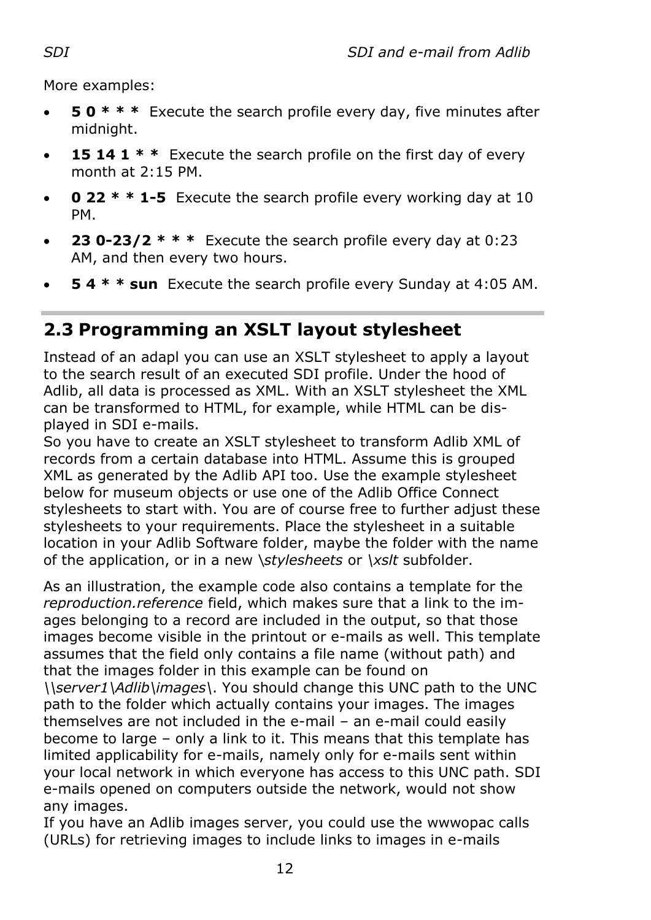More examples:

- **5 0 * * *** Execute the search profile every day, five minutes after midnight.
- **15 14 1 * *** Execute the search profile on the first day of every month at 2:15 PM.
- **0 22 * * 1-5** Execute the search profile every working day at 10 PM.
- **23 0-23/2 * * *** Execute the search profile every day at 0:23 AM, and then every two hours.
- **5 4 * * sun** Execute the search profile every Sunday at 4:05 AM.

## 2.3 Programming an XSLT layout stylesheet

Instead of an adapl you can use an XSLT stylesheet to apply a layout to the search result of an executed SDI profile. Under the hood of Adlib, all data is processed as XML. With an XSLT stylesheet the XML can be transformed to HTML, for example, while HTML can be displayed in SDI e-mails.
So you have to create an XSLT stylesheet to transform Adlib XML of records from a certain database into HTML. Assume this is grouped XML as generated by the Adlib API too. Use the example stylesheet below for museum objects or use one of the Adlib Office Connect stylesheets to start with. You are of course free to further adjust these stylesheets to your requirements. Place the stylesheet in a suitable location in your Adlib Software folder, maybe the folder with the name of the application, or in a new *\stylesheets* or *\xslt* subfolder.

As an illustration, the example code also contains a template for the *reproduction.reference* field, which makes sure that a link to the images belonging to a record are included in the output, so that those images become visible in the printout or e-mails as well. This template assumes that the field only contains a file name (without path) and that the images folder in this example can be found on *\\server1\Adlib\images\*. You should change this UNC path to the UNC path to the folder which actually contains your images. The images themselves are not included in the e-mail – an e-mail could easily become to large – only a link to it. This means that this template has limited applicability for e-mails, namely only for e-mails sent within your local network in which everyone has access to this UNC path. SDI e-mails opened on computers outside the network, would not show any images.
If you have an Adlib images server, you could use the wwwopac calls (URLs) for retrieving images to include links to images in e-mails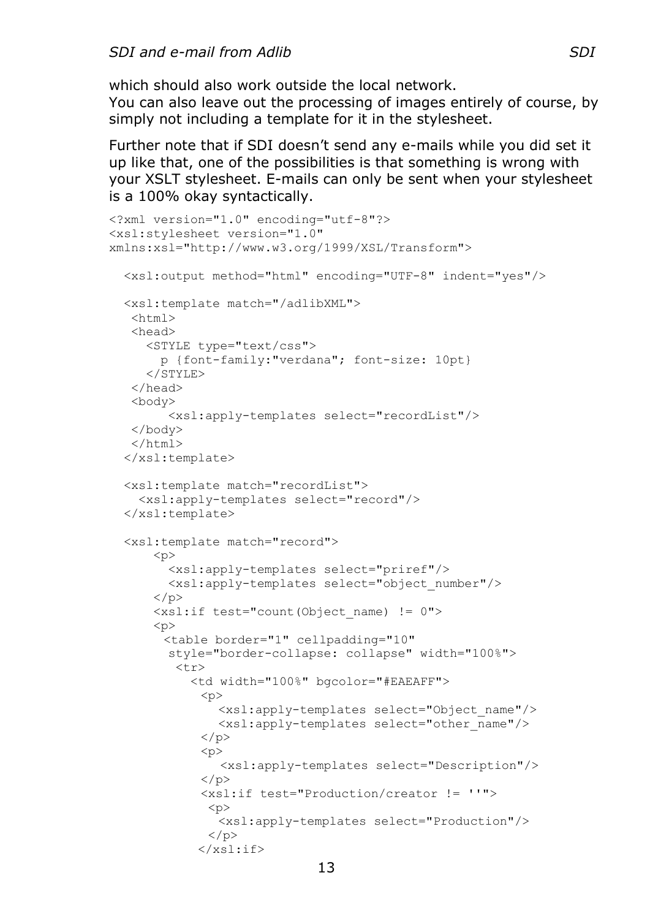which should also work outside the local network.
You can also leave out the processing of images entirely of course, by simply not including a template for it in the stylesheet.

Further note that if SDI doesn't send any e-mails while you did set it up like that, one of the possibilities is that something is wrong with your XSLT stylesheet. E-mails can only be sent when your stylesheet is a 100% okay syntactically.

```
<?xml version="1.0" encoding="utf-8"?>
<xsl:stylesheet version="1.0"
xmlns:xsl="http://www.w3.org/1999/XSL/Transform">

  <xsl:output method="html" encoding="UTF-8" indent="yes"/>

  <xsl:template match="/adlibXML">
   <html>
   <head>
     <STYLE type="text/css">
       p {font-family:"verdana"; font-size: 10pt}
     </STYLE>
   </head>
   <body>
       <xsl:apply-templates select="recordList"/>
   </body>
   </html>
  </xsl:template>

  <xsl:template match="recordList">
    <xsl:apply-templates select="record"/>
  </xsl:template>

  <xsl:template match="record">
      <p>
        <xsl:apply-templates select="priref"/>
        <xsl:apply-templates select="object_number"/>
      </p>
      <xsl:if test="count(Object_name) != 0">
      <p>
       <table border="1" cellpadding="10"
        style="border-collapse: collapse" width="100%">
         <tr>
           <td width="100%" bgcolor="#EAEAFF">
            <p>
              <xsl:apply-templates select="Object_name"/>
              <xsl:apply-templates select="other_name"/>
            </p>
            <p>
               <xsl:apply-templates select="Description"/>
            </p>
            <xsl:if test="Production/creator != ''">
             <p>
              <xsl:apply-templates select="Production"/>
             </p>
           </xsl:if>
```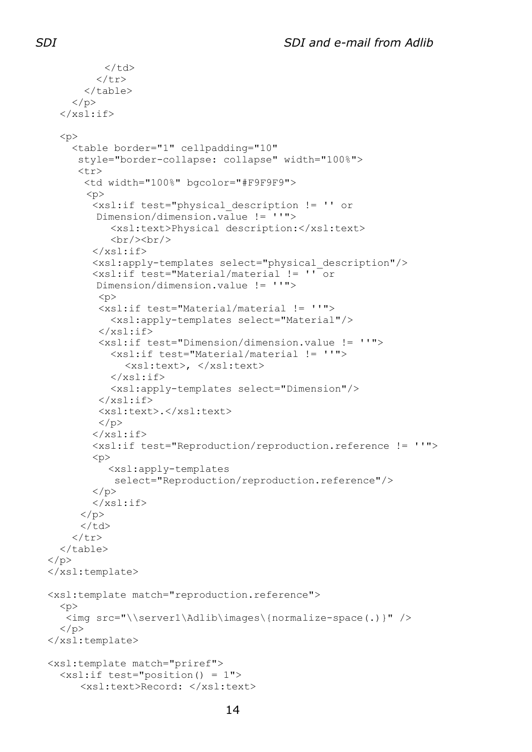```
          </td>
        </tr>
      </table>
    </p>
  </xsl:if>

  <p>
    <table border="1" cellpadding="10"
     style="border-collapse: collapse" width="100%">
     <tr>
      <td width="100%" bgcolor="#F9F9F9">
       <p>
        <xsl:if test="physical_description != '' or
         Dimension/dimension.value != ''">
           <xsl:text>Physical description:</xsl:text>
           <br/><br/>
        </xsl:if>
        <xsl:apply-templates select="physical_description"/>
        <xsl:if test="Material/material != '' or
         Dimension/dimension.value != ''">
         <p>
         <xsl:if test="Material/material != ''">
           <xsl:apply-templates select="Material"/>
         </xsl:if>
         <xsl:if test="Dimension/dimension.value != ''">
           <xsl:if test="Material/material != ''">
              <xsl:text>, </xsl:text>
           </xsl:if>
           <xsl:apply-templates select="Dimension"/>
         </xsl:if>
         <xsl:text>.</xsl:text>
         </p>
        </xsl:if>
        <xsl:if test="Reproduction/reproduction.reference != ''">
        <p>
          <xsl:apply-templates
           select="Reproduction/reproduction.reference"/>
        </p>
        </xsl:if>
      </p>
      </td>
    </tr>
  </table>
</p>
</xsl:template>

<xsl:template match="reproduction.reference">
  <p>
   <img src="\\server1\Adlib\images\{normalize-space(.)}" />
  </p>
</xsl:template>

<xsl:template match="priref">
  <xsl:if test="position() = 1">
     <xsl:text>Record: </xsl:text>
```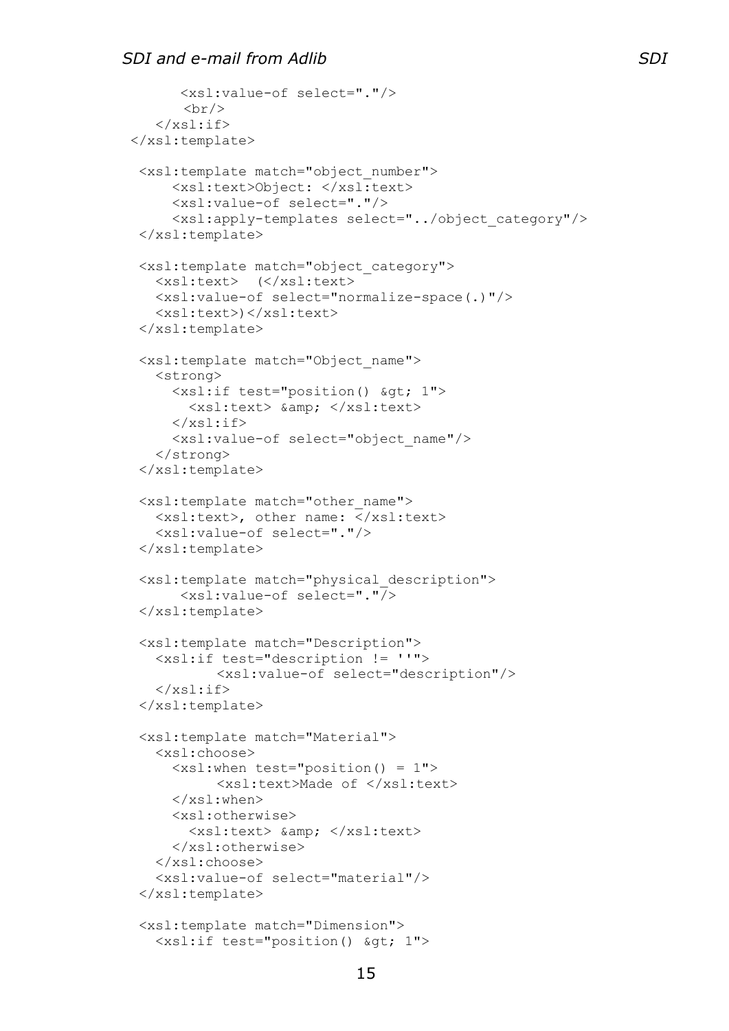```
      <xsl:value-of select="."/>
      <br/>
   </xsl:if>
</xsl:template>

 <xsl:template match="object_number">
     <xsl:text>Object: </xsl:text>
     <xsl:value-of select="."/>
     <xsl:apply-templates select="../object_category"/>
 </xsl:template>

 <xsl:template match="object_category">
   <xsl:text>  (</xsl:text>
   <xsl:value-of select="normalize-space(.)"/>
   <xsl:text>)</xsl:text>
 </xsl:template>

 <xsl:template match="Object_name">
   <strong>
     <xsl:if test="position() &gt; 1">
       <xsl:text> &amp; </xsl:text>
     </xsl:if>
     <xsl:value-of select="object_name"/>
   </strong>
 </xsl:template>

 <xsl:template match="other_name">
   <xsl:text>, other name: </xsl:text>
   <xsl:value-of select="."/>
 </xsl:template>

 <xsl:template match="physical_description">
      <xsl:value-of select="."/>
 </xsl:template>

 <xsl:template match="Description">
   <xsl:if test="description != ''">
         <xsl:value-of select="description"/>
   </xsl:if>
 </xsl:template>

 <xsl:template match="Material">
   <xsl:choose>
     <xsl:when test="position() = 1">
         <xsl:text>Made of </xsl:text>
     </xsl:when>
     <xsl:otherwise>
       <xsl:text> &amp; </xsl:text>
     </xsl:otherwise>
   </xsl:choose>
   <xsl:value-of select="material"/>
 </xsl:template>

 <xsl:template match="Dimension">
   <xsl:if test="position() &gt; 1">
```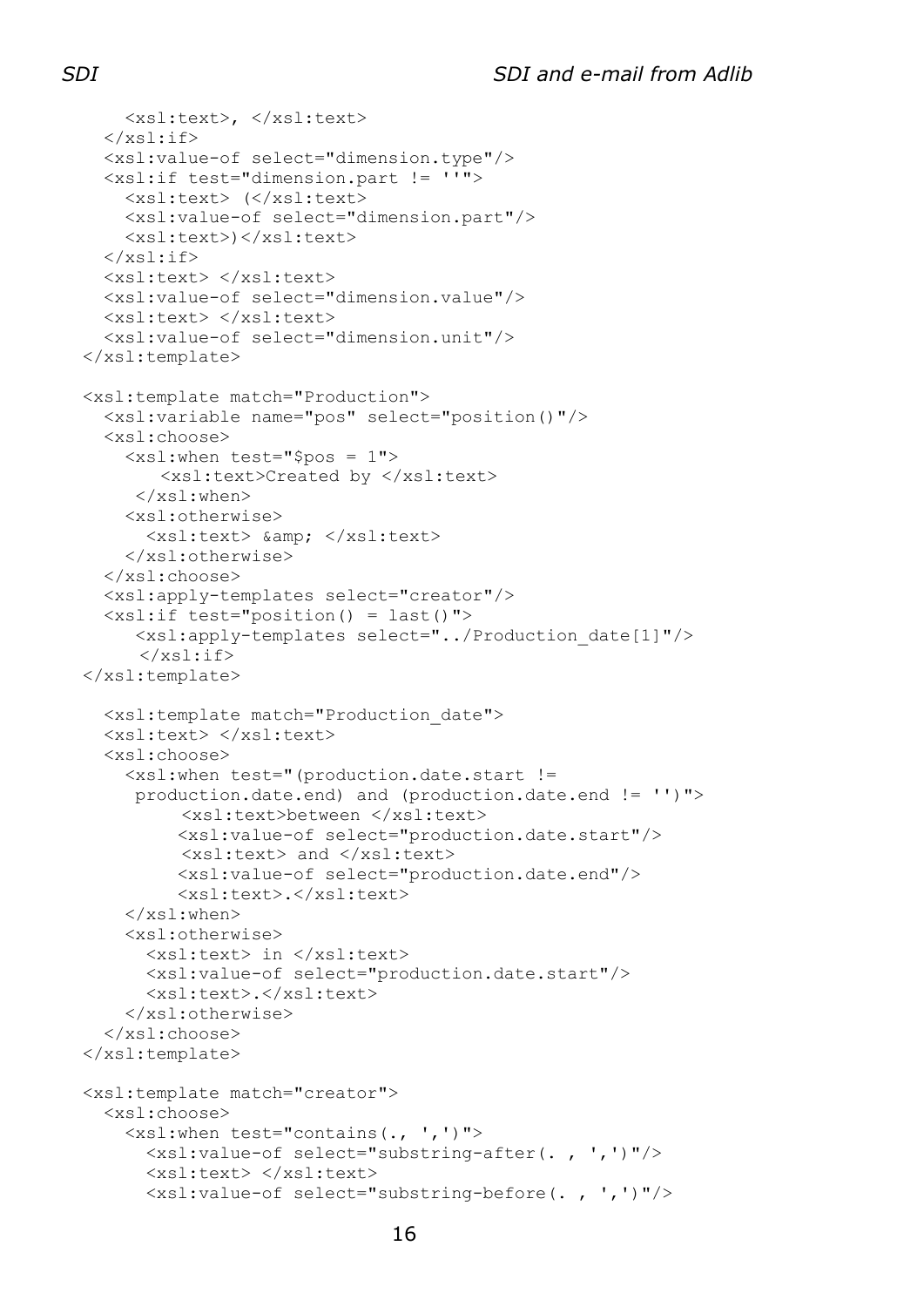```
      <xsl:text>, </xsl:text>
    </xsl:if>
    <xsl:value-of select="dimension.type"/>
    <xsl:if test="dimension.part != ''">
      <xsl:text> (</xsl:text>
      <xsl:value-of select="dimension.part"/>
      <xsl:text>)</xsl:text>
    </xsl:if>
    <xsl:text> </xsl:text>
    <xsl:value-of select="dimension.value"/>
    <xsl:text> </xsl:text>
    <xsl:value-of select="dimension.unit"/>
  </xsl:template>

  <xsl:template match="Production">
    <xsl:variable name="pos" select="position()"/>
    <xsl:choose>
      <xsl:when test="$pos = 1">
          <xsl:text>Created by </xsl:text>
       </xsl:when>
      <xsl:otherwise>
        <xsl:text> &amp; </xsl:text>
      </xsl:otherwise>
    </xsl:choose>
    <xsl:apply-templates select="creator"/>
    <xsl:if test="position() = last()">
       <xsl:apply-templates select="../Production_date[1]"/>
       </xsl:if>
  </xsl:template>

    <xsl:template match="Production_date">
    <xsl:text> </xsl:text>
    <xsl:choose>
      <xsl:when test="(production.date.start !=
       production.date.end) and (production.date.end != '')">
            <xsl:text>between </xsl:text>
           <xsl:value-of select="production.date.start"/>
            <xsl:text> and </xsl:text>
           <xsl:value-of select="production.date.end"/>
           <xsl:text>.</xsl:text>
      </xsl:when>
      <xsl:otherwise>
        <xsl:text> in </xsl:text>
        <xsl:value-of select="production.date.start"/>
        <xsl:text>.</xsl:text>
      </xsl:otherwise>
    </xsl:choose>
  </xsl:template>

  <xsl:template match="creator">
    <xsl:choose>
      <xsl:when test="contains(., ',')">
        <xsl:value-of select="substring-after(. , ',')"/>
        <xsl:text> </xsl:text>
        <xsl:value-of select="substring-before(. , ',')"/>
```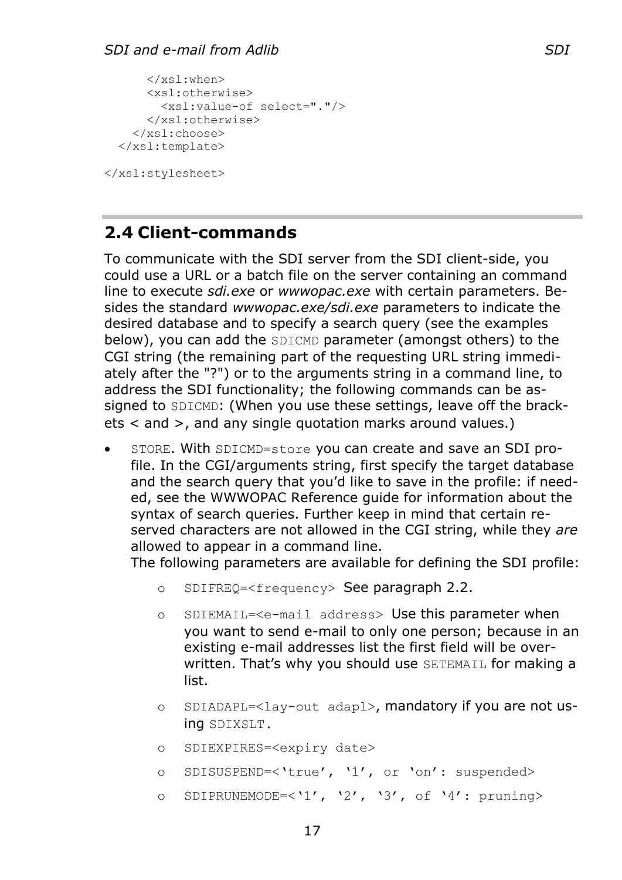```
      </xsl:when>
      <xsl:otherwise>
        <xsl:value-of select="."/>
      </xsl:otherwise>
    </xsl:choose>
  </xsl:template>

</xsl:stylesheet>
```

## 2.4 Client-commands

To communicate with the SDI server from the SDI client-side, you could use a URL or a batch file on the server containing an command line to execute *sdi.exe* or *wwwopac.exe* with certain parameters. Besides the standard *wwwopac.exe/sdi.exe* parameters to indicate the desired database and to specify a search query (see the examples below), you can add the `SDICMD` parameter (amongst others) to the CGI string (the remaining part of the requesting URL string immediately after the "?") or to the arguments string in a command line, to address the SDI functionality; the following commands can be assigned to `SDICMD`: (When you use these settings, leave off the brackets < and >, and any single quotation marks around values.)

- `STORE`. With `SDICMD=store` you can create and save an SDI profile. In the CGI/arguments string, first specify the target database and the search query that you'd like to save in the profile: if needed, see the WWWOPAC Reference guide for information about the syntax of search queries. Further keep in mind that certain reserved characters are not allowed in the CGI string, while they *are* allowed to appear in a command line.
  The following parameters are available for defining the SDI profile:
    - `SDIFREQ=<frequency>` See paragraph 2.2.
    - `SDIEMAIL=<e-mail address>` Use this parameter when you want to send e-mail to only one person; because in an existing e-mail addresses list the first field will be overwritten. That's why you should use `SETEMAIL` for making a list.
    - `SDIADAPL=<lay-out adapl>`, mandatory if you are not using `SDIXSLT`.
    - `SDIEXPIRES=<expiry date>`
    - `SDISUSPEND=<'true', '1', or 'on': suspended>`
    - `SDIPRUNEMODE=<'1', '2', '3', of '4': pruning>`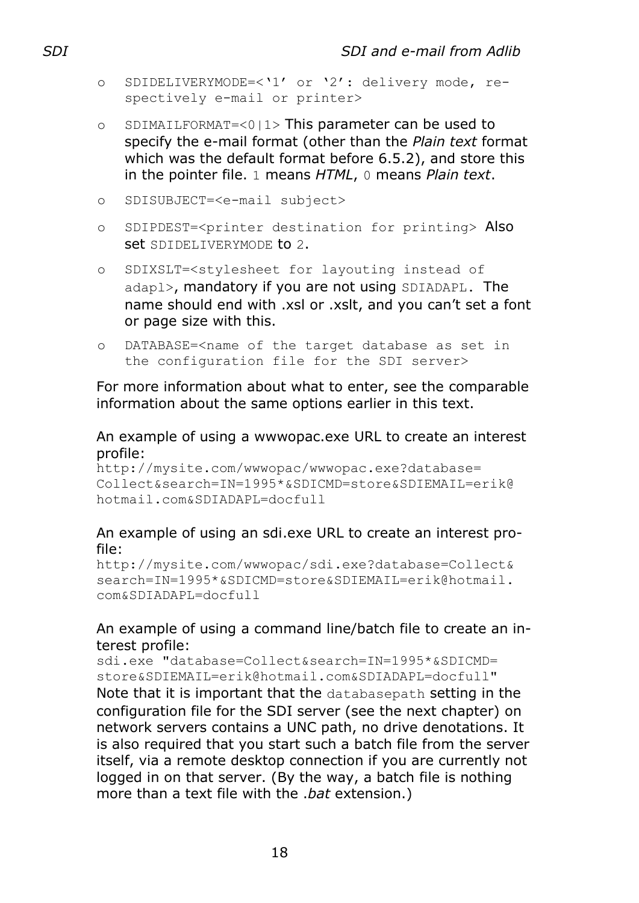- `SDIDELIVERYMODE=<'1' or '2': delivery mode, respectively e-mail or printer>`
- `SDIMAILFORMAT=<0|1>` This parameter can be used to specify the e-mail format (other than the *Plain text* format which was the default format before 6.5.2), and store this in the pointer file. `1` means *HTML*, `0` means *Plain text*.
- `SDISUBJECT=<e-mail subject>`
- `SDIPDEST=<printer destination for printing>` Also set `SDIDELIVERYMODE` to `2`.
- `SDIXSLT=<stylesheet for layouting instead of adapl>`, mandatory if you are not using `SDIADAPL`. The name should end with .xsl or .xslt, and you can't set a font or page size with this.
- `DATABASE=<name of the target database as set in the configuration file for the SDI server>`

For more information about what to enter, see the comparable information about the same options earlier in this text.

An example of using a wwwopac.exe URL to create an interest profile:

```
http://mysite.com/wwwopac/wwwopac.exe?database=Collect&search=IN=1995*&SDICMD=store&SDIEMAIL=erik@hotmail.com&SDIADAPL=docfull
```

An example of using an sdi.exe URL to create an interest profile:

```
http://mysite.com/wwwopac/sdi.exe?database=Collect&search=IN=1995*&SDICMD=store&SDIEMAIL=erik@hotmail.com&SDIADAPL=docfull
```

An example of using a command line/batch file to create an interest profile:

```
sdi.exe "database=Collect&search=IN=1995*&SDICMD=store&SDIEMAIL=erik@hotmail.com&SDIADAPL=docfull"
```

Note that it is important that the `databasepath` setting in the configuration file for the SDI server (see the next chapter) on network servers contains a UNC path, no drive denotations. It is also required that you start such a batch file from the server itself, via a remote desktop connection if you are currently not logged in on that server. (By the way, a batch file is nothing more than a text file with the *.bat* extension.)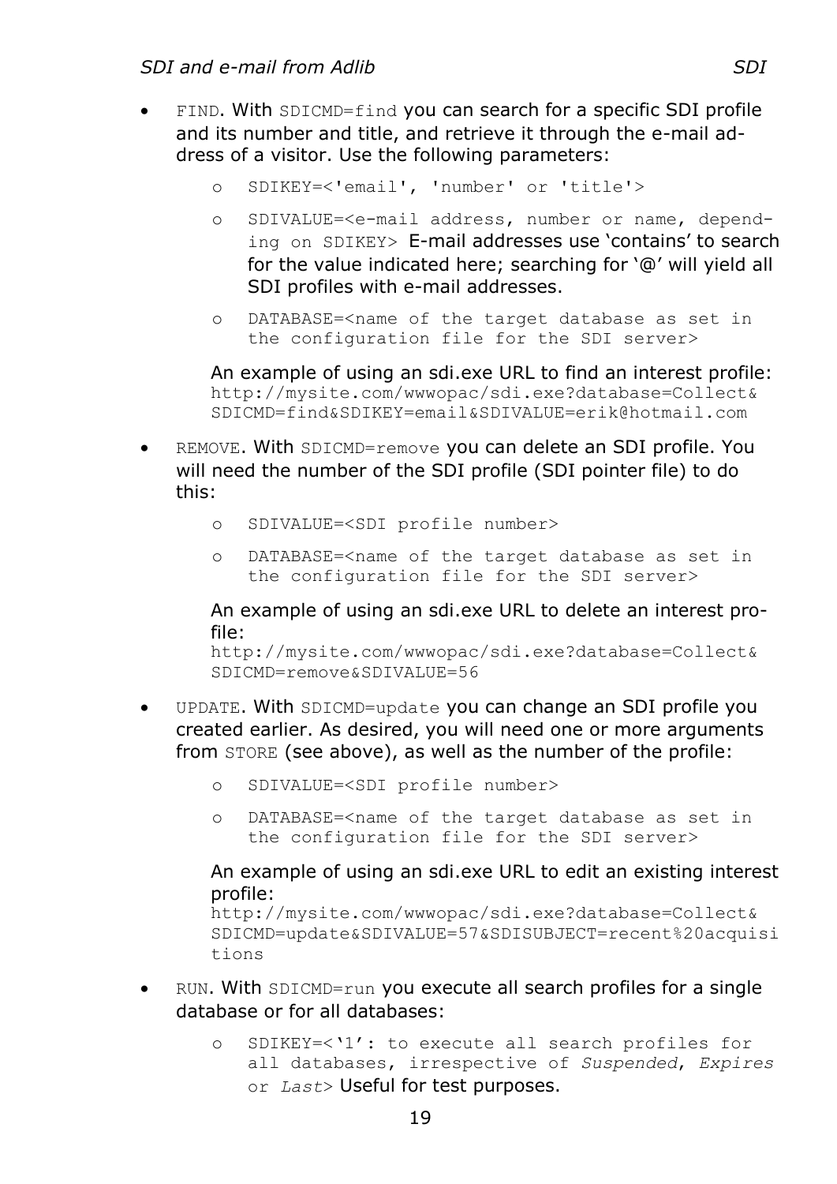- `FIND`. With `SDICMD=find` you can search for a specific SDI profile and its number and title, and retrieve it through the e-mail address of a visitor. Use the following parameters:
    - `SDIKEY=<'email', 'number' or 'title'>`
    - `SDIVALUE=<e-mail address, number or name, depending on SDIKEY>` E-mail addresses use ‘contains’ to search for the value indicated here; searching for ‘@’ will yield all SDI profiles with e-mail addresses.
    - `DATABASE=<name of the target database as set in the configuration file for the SDI server>`

  An example of using an sdi.exe URL to find an interest profile:
  `http://mysite.com/wwwopac/sdi.exe?database=Collect&SDICMD=find&SDIKEY=email&SDIVALUE=erik@hotmail.com`

- `REMOVE`. With `SDICMD=remove` you can delete an SDI profile. You will need the number of the SDI profile (SDI pointer file) to do this:
    - `SDIVALUE=<SDI profile number>`
    - `DATABASE=<name of the target database as set in the configuration file for the SDI server>`

  An example of using an sdi.exe URL to delete an interest profile:
  `http://mysite.com/wwwopac/sdi.exe?database=Collect&SDICMD=remove&SDIVALUE=56`

- `UPDATE`. With `SDICMD=update` you can change an SDI profile you created earlier. As desired, you will need one or more arguments from `STORE` (see above), as well as the number of the profile:
    - `SDIVALUE=<SDI profile number>`
    - `DATABASE=<name of the target database as set in the configuration file for the SDI server>`

  An example of using an sdi.exe URL to edit an existing interest profile:
  `http://mysite.com/wwwopac/sdi.exe?database=Collect&SDICMD=update&SDIVALUE=57&SDISUBJECT=recent%20acquisitions`

- `RUN`. With `SDICMD=run` you execute all search profiles for a single database or for all databases:
    - `SDIKEY=<‘1’: to execute all search profiles for all databases, irrespective of` *Suspended*, *Expires* `or` *Last*`>` Useful for test purposes.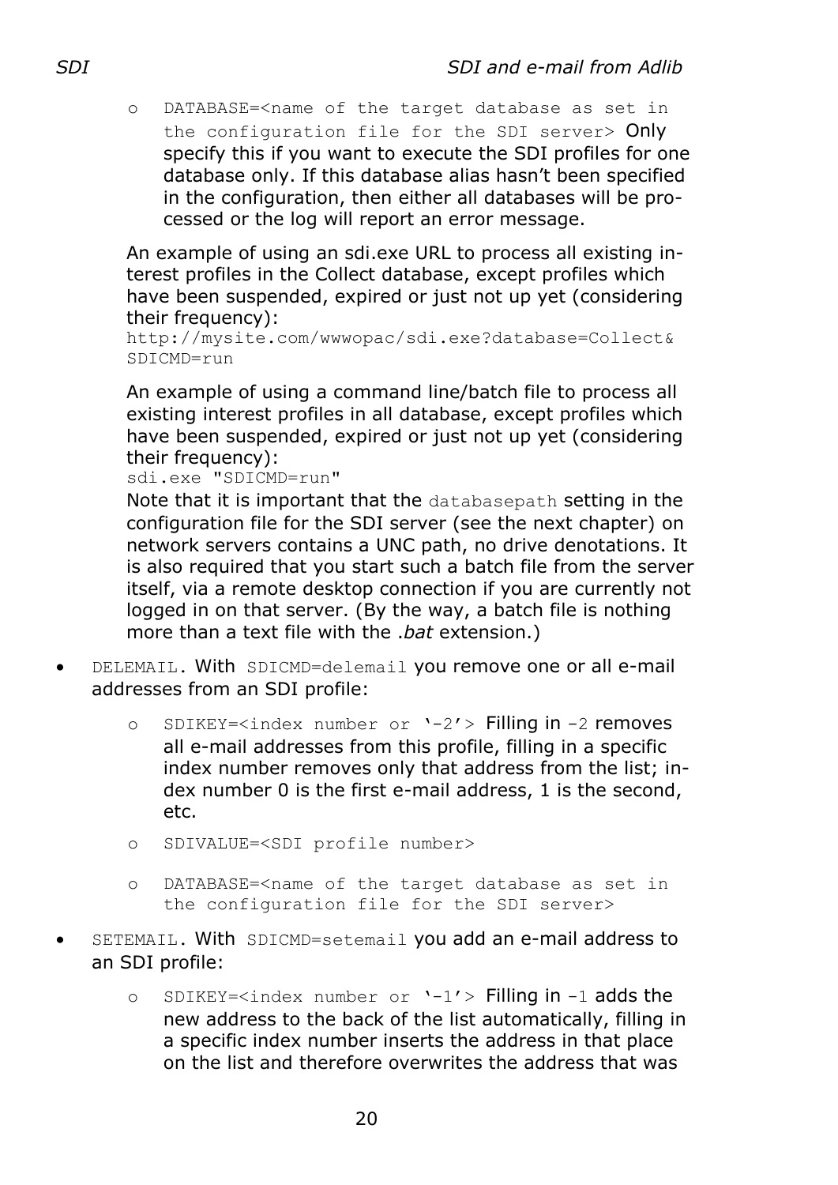- `DATABASE=<name of the target database as set in the configuration file for the SDI server>` Only specify this if you want to execute the SDI profiles for one database only. If this database alias hasn't been specified in the configuration, then either all databases will be processed or the log will report an error message.

  An example of using an sdi.exe URL to process all existing interest profiles in the Collect database, except profiles which have been suspended, expired or just not up yet (considering their frequency):
  `http://mysite.com/wwwopac/sdi.exe?database=Collect&SDICMD=run`

  An example of using a command line/batch file to process all existing interest profiles in all database, except profiles which have been suspended, expired or just not up yet (considering their frequency):
  `sdi.exe "SDICMD=run"`
  Note that it is important that the `databasepath` setting in the configuration file for the SDI server (see the next chapter) on network servers contains a UNC path, no drive denotations. It is also required that you start such a batch file from the server itself, via a remote desktop connection if you are currently not logged in on that server. (By the way, a batch file is nothing more than a text file with the *.bat* extension.)

- `DELEMAIL`. With `SDICMD=delemail` you remove one or all e-mail addresses from an SDI profile:
    - `SDIKEY=<index number or '-2'>` Filling in `-2` removes all e-mail addresses from this profile, filling in a specific index number removes only that address from the list; index number 0 is the first e-mail address, 1 is the second, etc.
    - `SDIVALUE=<SDI profile number>`
    - `DATABASE=<name of the target database as set in the configuration file for the SDI server>`
- `SETEMAIL`. With `SDICMD=setemail` you add an e-mail address to an SDI profile:
    - `SDIKEY=<index number or '-1'>` Filling in `-1` adds the new address to the back of the list automatically, filling in a specific index number inserts the address in that place on the list and therefore overwrites the address that was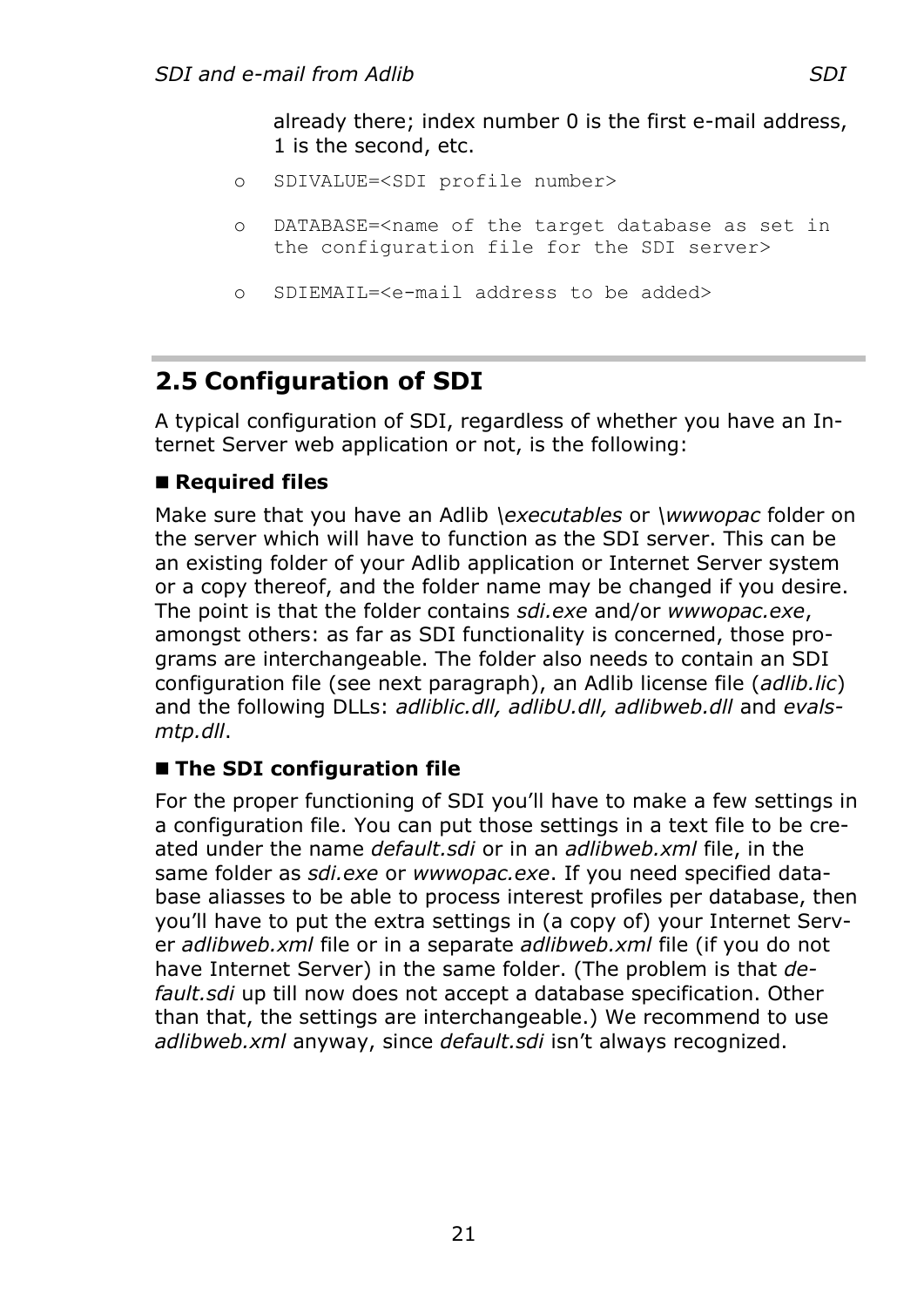already there; index number 0 is the first e-mail address, 1 is the second, etc.

- `SDIVALUE=<SDI profile number>`
- `DATABASE=<name of the target database as set in the configuration file for the SDI server>`
- `SDIEMAIL=<e-mail address to be added>`

## 2.5 Configuration of SDI

A typical configuration of SDI, regardless of whether you have an Internet Server web application or not, is the following:

### ■ Required files

Make sure that you have an Adlib *\executables* or *\wwwopac* folder on the server which will have to function as the SDI server. This can be an existing folder of your Adlib application or Internet Server system or a copy thereof, and the folder name may be changed if you desire. The point is that the folder contains *sdi.exe* and/or *wwwopac.exe*, amongst others: as far as SDI functionality is concerned, those programs are interchangeable. The folder also needs to contain an SDI configuration file (see next paragraph), an Adlib license file (*adlib.lic*) and the following DLLs: *adliblic.dll, adlibU.dll, adlibweb.dll* and *evalsmtp.dll*.

### ■ The SDI configuration file

For the proper functioning of SDI you'll have to make a few settings in a configuration file. You can put those settings in a text file to be created under the name *default.sdi* or in an *adlibweb.xml* file, in the same folder as *sdi.exe* or *wwwopac.exe*. If you need specified database aliasses to be able to process interest profiles per database, then you'll have to put the extra settings in (a copy of) your Internet Server *adlibweb.xml* file or in a separate *adlibweb.xml* file (if you do not have Internet Server) in the same folder. (The problem is that *default.sdi* up till now does not accept a database specification. Other than that, the settings are interchangeable.) We recommend to use *adlibweb.xml* anyway, since *default.sdi* isn't always recognized.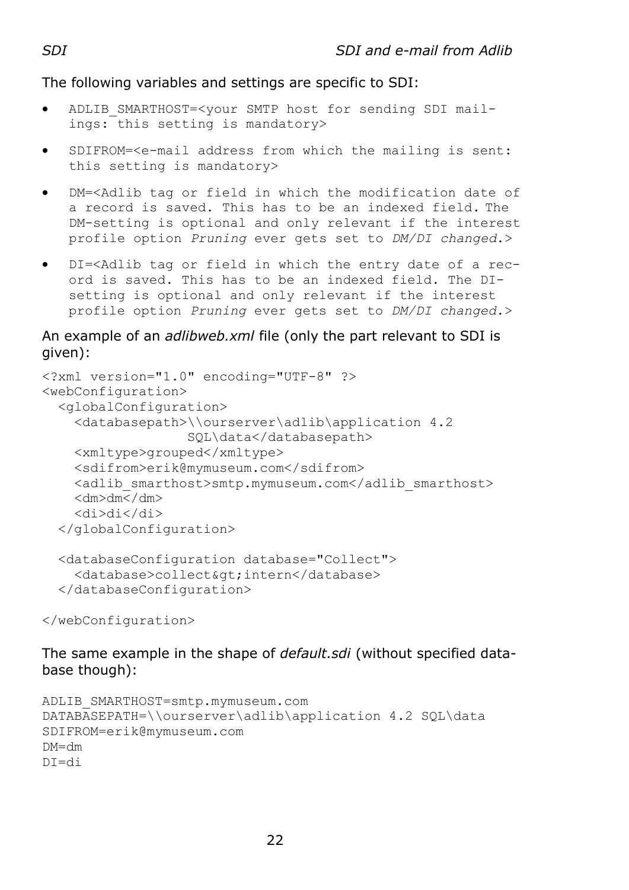The following variables and settings are specific to SDI:

- `ADLIB_SMARTHOST=<your SMTP host for sending SDI mailings: this setting is mandatory>`
- `SDIFROM=<e-mail address from which the mailing is sent: this setting is mandatory>`
- `DM=<Adlib tag or field in which the modification date of a record is saved. This has to be an indexed field. The DM-setting is optional and only relevant if the interest profile option` *Pruning* `ever gets set to` *DM/DI changed*`.>`
- `DI=<Adlib tag or field in which the entry date of a record is saved. This has to be an indexed field. The DI-setting is optional and only relevant if the interest profile option` *Pruning* `ever gets set to` *DM/DI changed*`.>`

An example of an *adlibweb.xml* file (only the part relevant to SDI is given):

```
<?xml version="1.0" encoding="UTF-8" ?>
<webConfiguration>
  <globalConfiguration>
    <databasepath>\\ourserver\adlib\application 4.2
                 SQL\data</databasepath>
    <xmltype>grouped</xmltype>
    <sdifrom>erik@mymuseum.com</sdifrom>
    <adlib_smarthost>smtp.mymuseum.com</adlib_smarthost>
    <dm>dm</dm>
    <di>di</di>
  </globalConfiguration>

  <databaseConfiguration database="Collect">
    <database>collect&gt;intern</database>
  </databaseConfiguration>

</webConfiguration>
```

The same example in the shape of *default.sdi* (without specified database though):

```
ADLIB_SMARTHOST=smtp.mymuseum.com
DATABASEPATH=\\ourserver\adlib\application 4.2 SQL\data
SDIFROM=erik@mymuseum.com
DM=dm
DI=di
```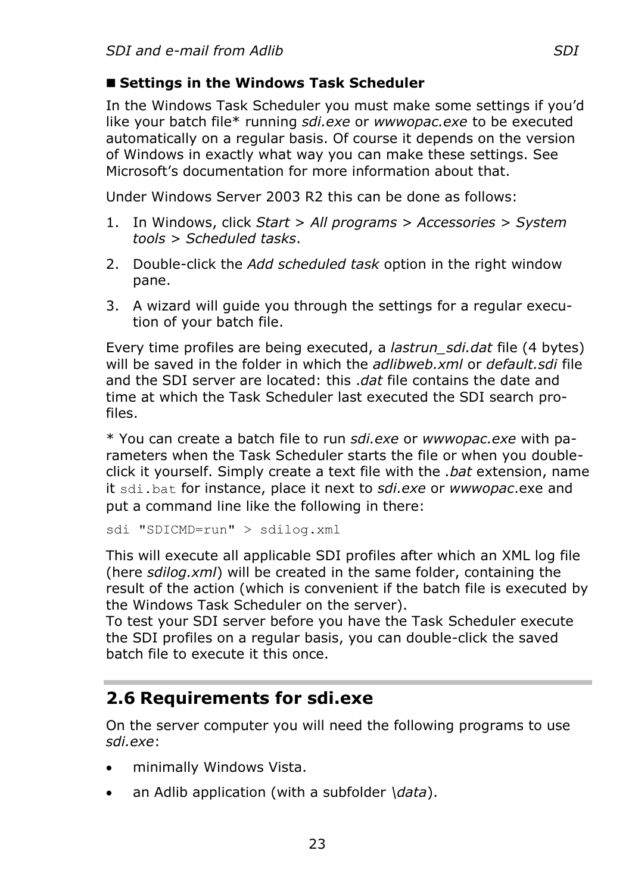■ **Settings in the Windows Task Scheduler**

In the Windows Task Scheduler you must make some settings if you'd like your batch file* running *sdi.exe* or *wwwopac.exe* to be executed automatically on a regular basis. Of course it depends on the version of Windows in exactly what way you can make these settings. See Microsoft's documentation for more information about that.

Under Windows Server 2003 R2 this can be done as follows:

1. In Windows, click *Start* > *All programs* > *Accessories* > *System tools* > *Scheduled tasks*.
2. Double-click the *Add scheduled task* option in the right window pane.
3. A wizard will guide you through the settings for a regular execution of your batch file.

Every time profiles are being executed, a *lastrun_sdi.dat* file (4 bytes) will be saved in the folder in which the *adlibweb.xml* or *default.sdi* file and the SDI server are located: this *.dat* file contains the date and time at which the Task Scheduler last executed the SDI search profiles.

* You can create a batch file to run *sdi.exe* or *wwwopac.exe* with parameters when the Task Scheduler starts the file or when you double-click it yourself. Simply create a text file with the *.bat* extension, name it `sdi.bat` for instance, place it next to *sdi.exe* or *wwwopac*.exe and put a command line like the following in there:

```
sdi "SDICMD=run" > sdilog.xml
```

This will execute all applicable SDI profiles after which an XML log file (here *sdilog.xml*) will be created in the same folder, containing the result of the action (which is convenient if the batch file is executed by the Windows Task Scheduler on the server).
To test your SDI server before you have the Task Scheduler execute the SDI profiles on a regular basis, you can double-click the saved batch file to execute it this once.

## 2.6 Requirements for sdi.exe

On the server computer you will need the following programs to use *sdi.exe*:

- minimally Windows Vista.
- an Adlib application (with a subfolder *\data*).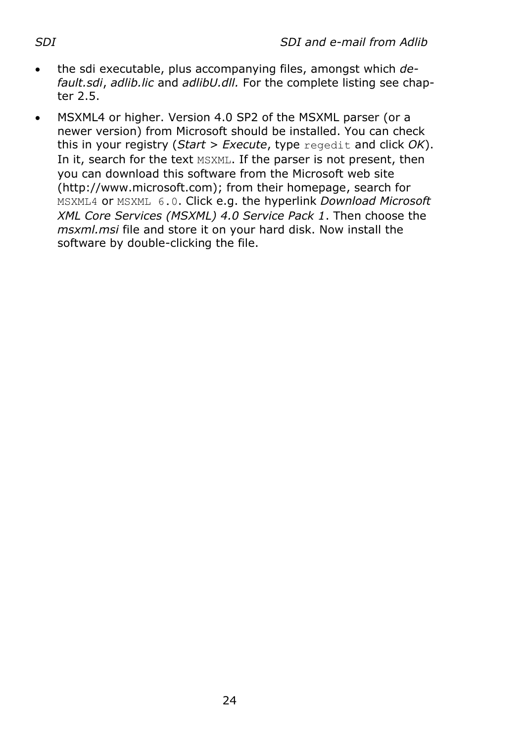- the sdi executable, plus accompanying files, amongst which *default.sdi*, *adlib.lic* and *adlibU.dll.* For the complete listing see chapter 2.5.
- MSXML4 or higher. Version 4.0 SP2 of the MSXML parser (or a newer version) from Microsoft should be installed. You can check this in your registry (*Start* > *Execute*, type `regedit` and click *OK*). In it, search for the text `MSXML`. If the parser is not present, then you can download this software from the Microsoft web site (http://www.microsoft.com); from their homepage, search for `MSXML4` or `MSXML 6.0`. Click e.g. the hyperlink *Download Microsoft XML Core Services (MSXML) 4.0 Service Pack 1*. Then choose the *msxml.msi* file and store it on your hard disk. Now install the software by double-clicking the file.